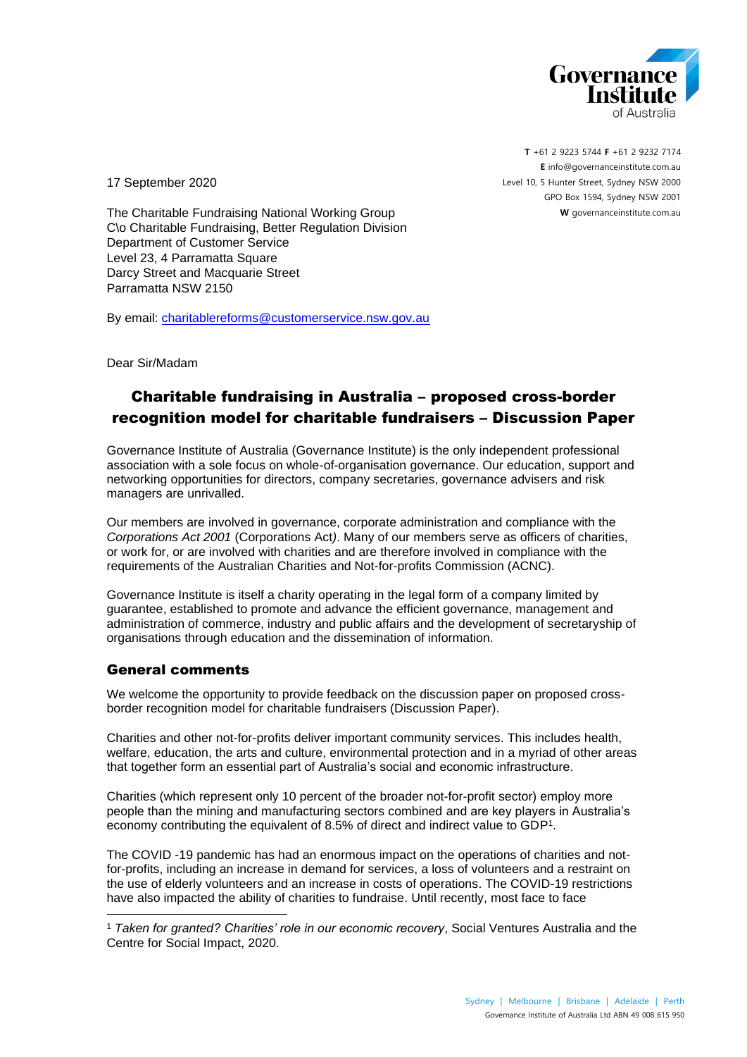Governance Institute of Australia

**T** +61 2 9223 5744 **F** +61 2 9232 7174
**E** info@governanceinstitute.com.au
Level 10, 5 Hunter Street, Sydney NSW 2000
GPO Box 1594, Sydney NSW 2001
**W** governanceinstitute.com.au

17 September 2020

The Charitable Fundraising National Working Group
C\o Charitable Fundraising, Better Regulation Division
Department of Customer Service
Level 23, 4 Parramatta Square
Darcy Street and Macquarie Street
Parramatta NSW 2150

By email: charitablereforms@customerservice.nsw.gov.au

Dear Sir/Madam

# Charitable fundraising in Australia – proposed cross-border recognition model for charitable fundraisers – Discussion Paper

Governance Institute of Australia (Governance Institute) is the only independent professional association with a sole focus on whole-of-organisation governance. Our education, support and networking opportunities for directors, company secretaries, governance advisers and risk managers are unrivalled.

Our members are involved in governance, corporate administration and compliance with the *Corporations Act 2001* (Corporations Act*)*. Many of our members serve as officers of charities, or work for, or are involved with charities and are therefore involved in compliance with the requirements of the Australian Charities and Not-for-profits Commission (ACNC).

Governance Institute is itself a charity operating in the legal form of a company limited by guarantee, established to promote and advance the efficient governance, management and administration of commerce, industry and public affairs and the development of secretaryship of organisations through education and the dissemination of information.

## General comments

We welcome the opportunity to provide feedback on the discussion paper on proposed cross-border recognition model for charitable fundraisers (Discussion Paper).

Charities and other not-for-profits deliver important community services. This includes health, welfare, education, the arts and culture, environmental protection and in a myriad of other areas that together form an essential part of Australia's social and economic infrastructure.

Charities (which represent only 10 percent of the broader not-for-profit sector) employ more people than the mining and manufacturing sectors combined and are key players in Australia's economy contributing the equivalent of 8.5% of direct and indirect value to GDP[1].

The COVID -19 pandemic has had an enormous impact on the operations of charities and not-for-profits, including an increase in demand for services, a loss of volunteers and a restraint on the use of elderly volunteers and an increase in costs of operations. The COVID-19 restrictions have also impacted the ability of charities to fundraise. Until recently, most face to face

[1] *Taken for granted? Charities' role in our economic recovery*, Social Ventures Australia and the Centre for Social Impact, 2020.

Sydney | Melbourne | Brisbane | Adelaide | Perth
Governance Institute of Australia Ltd ABN 49 008 615 950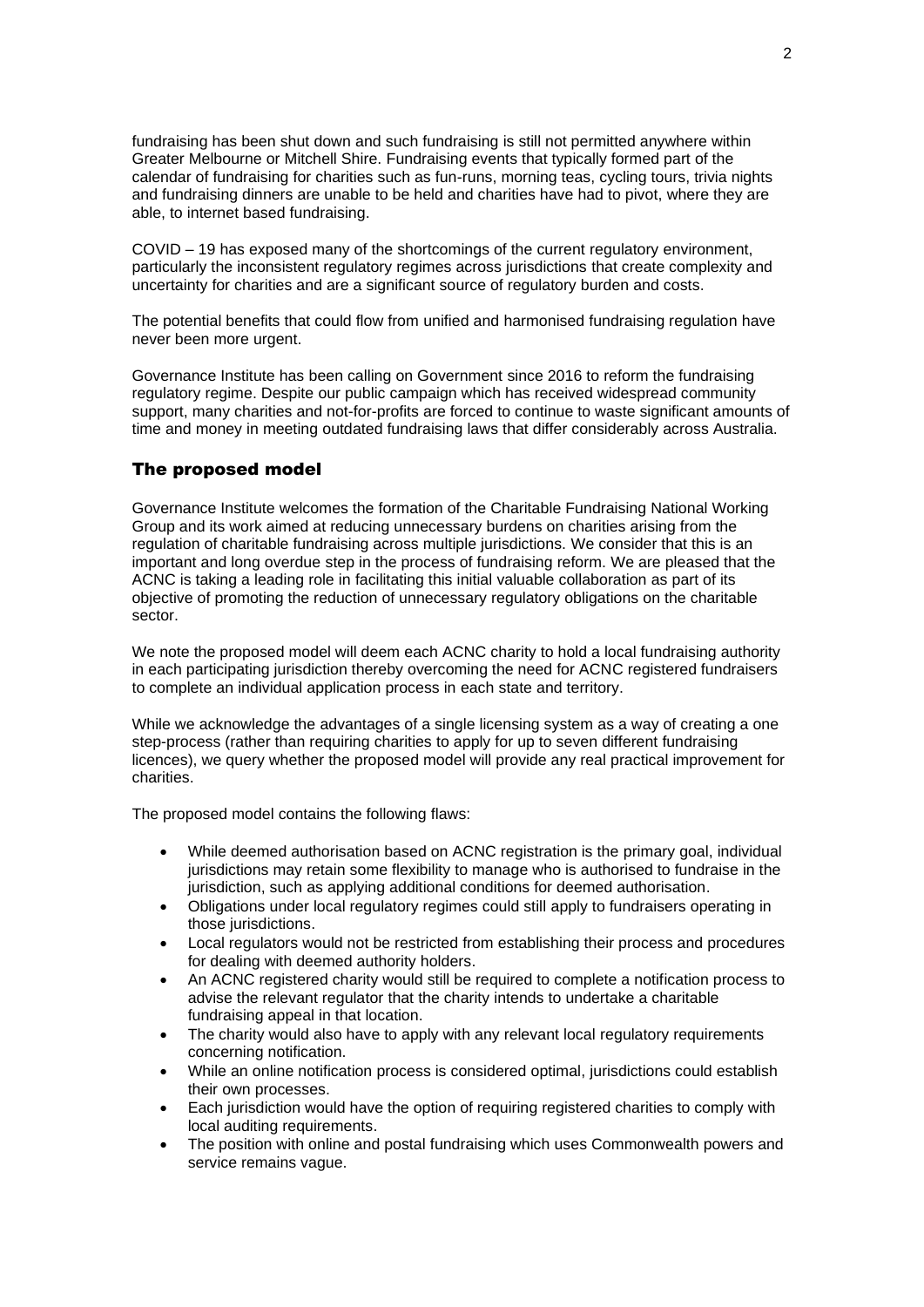fundraising has been shut down and such fundraising is still not permitted anywhere within Greater Melbourne or Mitchell Shire. Fundraising events that typically formed part of the calendar of fundraising for charities such as fun-runs, morning teas, cycling tours, trivia nights and fundraising dinners are unable to be held and charities have had to pivot, where they are able, to internet based fundraising.

COVID – 19 has exposed many of the shortcomings of the current regulatory environment, particularly the inconsistent regulatory regimes across jurisdictions that create complexity and uncertainty for charities and are a significant source of regulatory burden and costs.

The potential benefits that could flow from unified and harmonised fundraising regulation have never been more urgent.

Governance Institute has been calling on Government since 2016 to reform the fundraising regulatory regime. Despite our public campaign which has received widespread community support, many charities and not-for-profits are forced to continue to waste significant amounts of time and money in meeting outdated fundraising laws that differ considerably across Australia.

## The proposed model

Governance Institute welcomes the formation of the Charitable Fundraising National Working Group and its work aimed at reducing unnecessary burdens on charities arising from the regulation of charitable fundraising across multiple jurisdictions. We consider that this is an important and long overdue step in the process of fundraising reform. We are pleased that the ACNC is taking a leading role in facilitating this initial valuable collaboration as part of its objective of promoting the reduction of unnecessary regulatory obligations on the charitable sector.

We note the proposed model will deem each ACNC charity to hold a local fundraising authority in each participating jurisdiction thereby overcoming the need for ACNC registered fundraisers to complete an individual application process in each state and territory.

While we acknowledge the advantages of a single licensing system as a way of creating a one step-process (rather than requiring charities to apply for up to seven different fundraising licences), we query whether the proposed model will provide any real practical improvement for charities.

The proposed model contains the following flaws:

- While deemed authorisation based on ACNC registration is the primary goal, individual jurisdictions may retain some flexibility to manage who is authorised to fundraise in the jurisdiction, such as applying additional conditions for deemed authorisation.
- Obligations under local regulatory regimes could still apply to fundraisers operating in those jurisdictions.
- Local regulators would not be restricted from establishing their process and procedures for dealing with deemed authority holders.
- An ACNC registered charity would still be required to complete a notification process to advise the relevant regulator that the charity intends to undertake a charitable fundraising appeal in that location.
- The charity would also have to apply with any relevant local regulatory requirements concerning notification.
- While an online notification process is considered optimal, jurisdictions could establish their own processes.
- Each jurisdiction would have the option of requiring registered charities to comply with local auditing requirements.
- The position with online and postal fundraising which uses Commonwealth powers and service remains vague.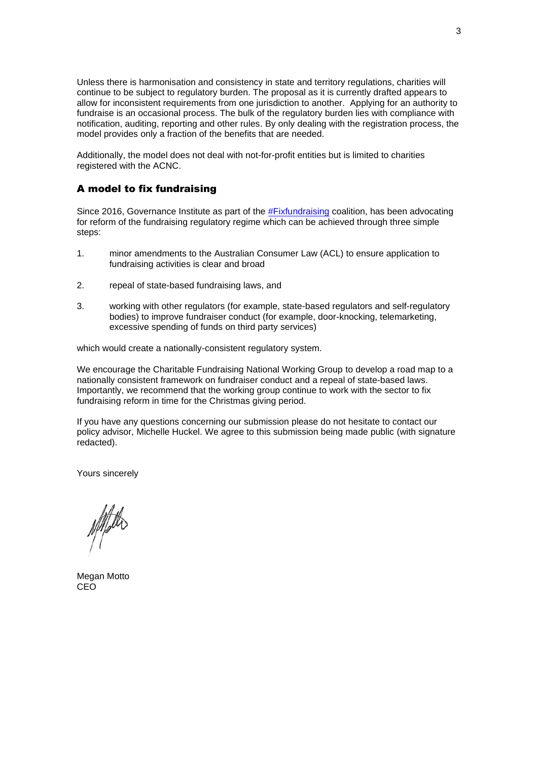Unless there is harmonisation and consistency in state and territory regulations, charities will continue to be subject to regulatory burden. The proposal as it is currently drafted appears to allow for inconsistent requirements from one jurisdiction to another. Applying for an authority to fundraise is an occasional process. The bulk of the regulatory burden lies with compliance with notification, auditing, reporting and other rules. By only dealing with the registration process, the model provides only a fraction of the benefits that are needed.

Additionally, the model does not deal with not-for-profit entities but is limited to charities registered with the ACNC.

## A model to fix fundraising

Since 2016, Governance Institute as part of the #Fixfundraising coalition, has been advocating for reform of the fundraising regulatory regime which can be achieved through three simple steps:

1. minor amendments to the Australian Consumer Law (ACL) to ensure application to fundraising activities is clear and broad
2. repeal of state-based fundraising laws, and
3. working with other regulators (for example, state-based regulators and self-regulatory bodies) to improve fundraiser conduct (for example, door-knocking, telemarketing, excessive spending of funds on third party services)

which would create a nationally-consistent regulatory system.

We encourage the Charitable Fundraising National Working Group to develop a road map to a nationally consistent framework on fundraiser conduct and a repeal of state-based laws. Importantly, we recommend that the working group continue to work with the sector to fix fundraising reform in time for the Christmas giving period.

If you have any questions concerning our submission please do not hesitate to contact our policy advisor, Michelle Huckel. We agree to this submission being made public (with signature redacted).

Yours sincerely

Megan Motto
CEO